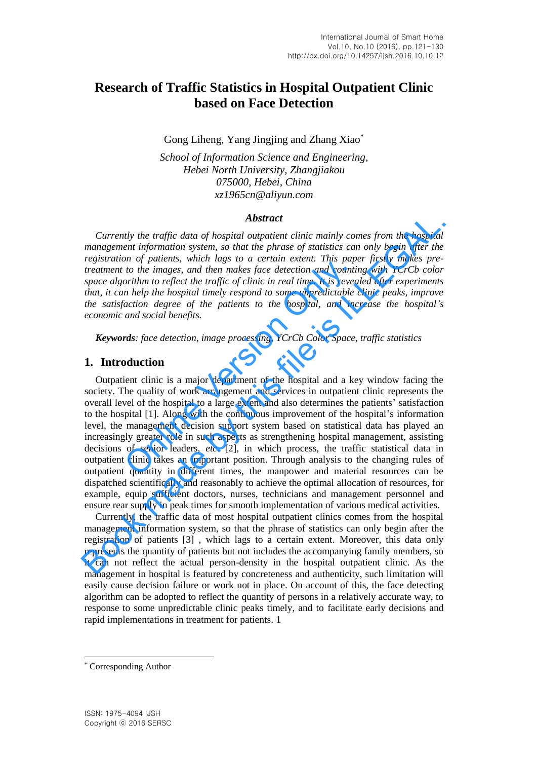# Research of Traffic Statistics in Hospital Outpatient Clinic based on Face Detection

Gong Liheng, Yang Jingjing and Zhang Xiao*

*School of Information Science and Engineering, Hebei North University, Zhangjiakou 075000, Hebei, China*
*xz1965cn@aliyun.com*

### *Abstract*

*Currently the traffic data of hospital outpatient clinic mainly comes from the hospital management information system, so that the phrase of statistics can only begin after the registration of patients, which lags to a certain extent. This paper firstly makes pre-treatment to the images, and then makes face detection and counting with YCrCb color space algorithm to reflect the traffic of clinic in real time. It is revealed after experiments that, it can help the hospital timely respond to some unpredictable clinic peaks, improve the satisfaction degree of the patients to the hospital, and increase the hospital's economic and social benefits.*

***Keywords**: face detection, image processing, YCrCb Color Space, traffic statistics*

## 1. Introduction

Outpatient clinic is a major department of the hospital and a key window facing the society. The quality of work arrangement and services in outpatient clinic represents the overall level of the hospital to a large extent and also determines the patients' satisfaction to the hospital [1]. Along with the continuous improvement of the hospital's information level, the management decision support system based on statistical data has played an increasingly greater role in such aspects as strengthening hospital management, assisting decisions of senior leaders, *etc.* [2], in which process, the traffic statistical data in outpatient clinic takes an important position. Through analysis to the changing rules of outpatient quantity in different times, the manpower and material resources can be dispatched scientifically and reasonably to achieve the optimal allocation of resources, for example, equip sufficient doctors, nurses, technicians and management personnel and ensure rear supply in peak times for smooth implementation of various medical activities.

Currently, the traffic data of most hospital outpatient clinics comes from the hospital management information system, so that the phrase of statistics can only begin after the registration of patients [3] , which lags to a certain extent. Moreover, this data only represents the quantity of patients but not includes the accompanying family members, so it can not reflect the actual person-density in the hospital outpatient clinic. As the management in hospital is featured by concreteness and authenticity, such limitation will easily cause decision failure or work not in place. On account of this, the face detecting algorithm can be adopted to reflect the quantity of persons in a relatively accurate way, to response to some unpredictable clinic peaks timely, and to facilitate early decisions and rapid implementations in treatment for patients. 1

---

* Corresponding Author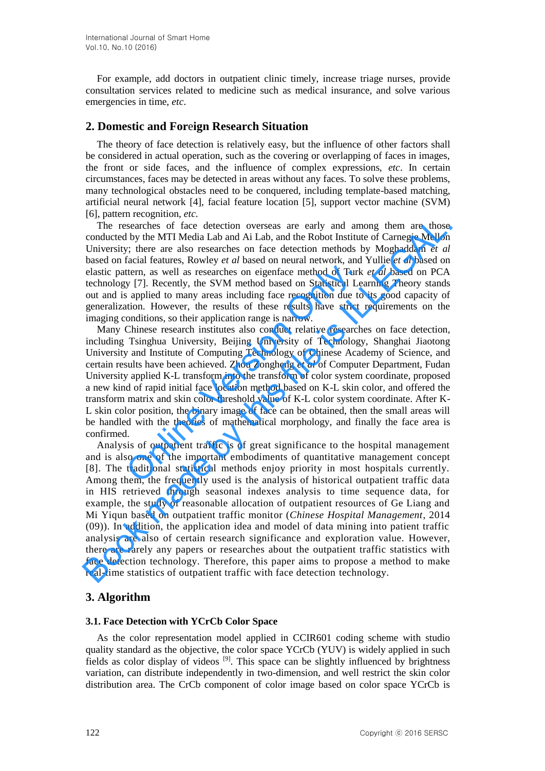For example, add doctors in outpatient clinic timely, increase triage nurses, provide consultation services related to medicine such as medical insurance, and solve various emergencies in time, *etc*.

## 2. Domestic and Foreign Research Situation

The theory of face detection is relatively easy, but the influence of other factors shall be considered in actual operation, such as the covering or overlapping of faces in images, the front or side faces, and the influence of complex expressions, *etc*. In certain circumstances, faces may be detected in areas without any faces. To solve these problems, many technological obstacles need to be conquered, including template-based matching, artificial neural network [4], facial feature location [5], support vector machine (SVM) [6], pattern recognition, *etc*.

The researches of face detection overseas are early and among them are those conducted by the MTI Media Lab and Ai Lab, and the Robot Institute of Carnegie Mellon University; there are also researches on face detection methods by Moghaddam *et al* based on facial features, Rowley *et al* based on neural network, and Yullie *et al* based on elastic pattern, as well as researches on eigenface method of Turk *et al* based on PCA technology [7]. Recently, the SVM method based on Statistical Learning Theory stands out and is applied to many areas including face recognition due to its good capacity of generalization. However, the results of these results have strict requirements on the imaging conditions, so their application range is narrow.

Many Chinese research institutes also conduct relative researches on face detection, including Tsinghua University, Beijing University of Technology, Shanghai Jiaotong University and Institute of Computing Technology of Chinese Academy of Science, and certain results have been achieved. Zhou Zongheng *et al* of Computer Department, Fudan University applied K-L transform into the transform of color system coordinate, proposed a new kind of rapid initial face location method based on K-L skin color, and offered the transform matrix and skin color threshold value of K-L color system coordinate. After K-L skin color position, the binary image of face can be obtained, then the small areas will be handled with the theories of mathematical morphology, and finally the face area is confirmed.

Analysis of outpatient traffic is of great significance to the hospital management and is also one of the important embodiments of quantitative management concept [8]. The traditional statistical methods enjoy priority in most hospitals currently. Among them, the frequently used is the analysis of historical outpatient traffic data in HIS retrieved through seasonal indexes analysis to time sequence data, for example, the study of reasonable allocation of outpatient resources of Ge Liang and Mi Yiqun based on outpatient traffic monitor (*Chinese Hospital Management*, 2014 (09)). In addition, the application idea and model of data mining into patient traffic analysis are also of certain research significance and exploration value. However, there are rarely any papers or researches about the outpatient traffic statistics with face detection technology. Therefore, this paper aims to propose a method to make real-time statistics of outpatient traffic with face detection technology.

## 3. Algorithm

### 3.1. Face Detection with YCrCb Color Space

As the color representation model applied in CCIR601 coding scheme with studio quality standard as the objective, the color space YCrCb (YUV) is widely applied in such fields as color display of videos [9]. This space can be slightly influenced by brightness variation, can distribute independently in two-dimension, and well restrict the skin color distribution area. The CrCb component of color image based on color space YCrCb is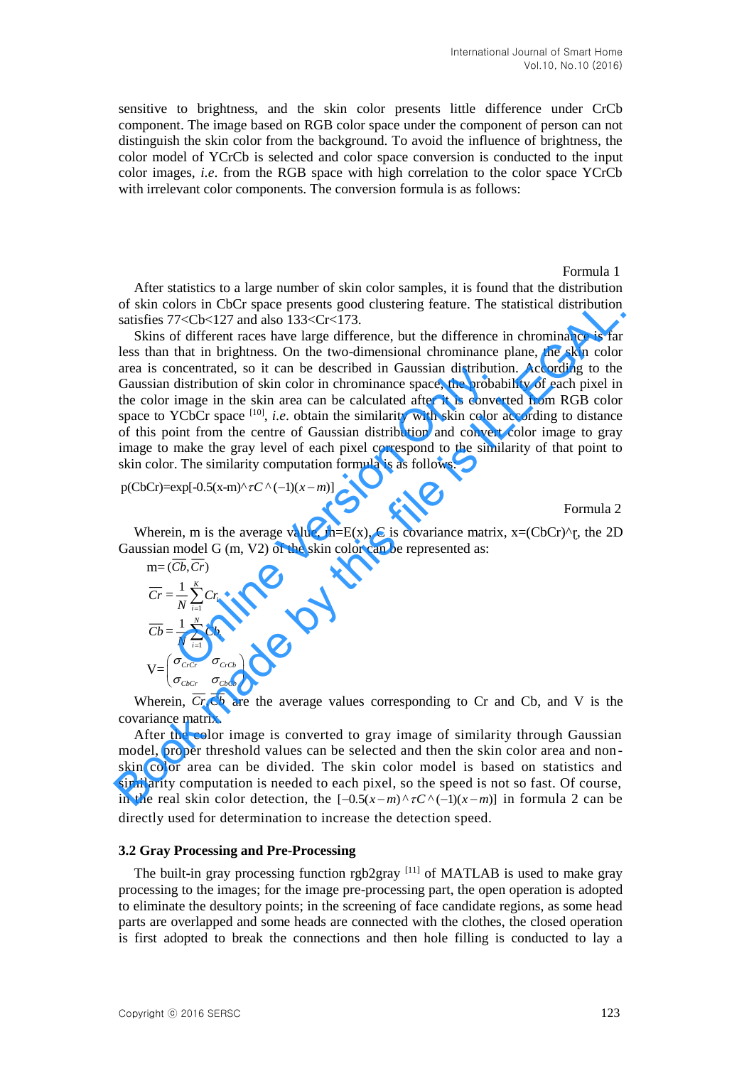sensitive to brightness, and the skin color presents little difference under CrCb component. The image based on RGB color space under the component of person can not distinguish the skin color from the background. To avoid the influence of brightness, the color model of YCrCb is selected and color space conversion is conducted to the input color images, *i.e.* from the RGB space with high correlation to the color space YCrCb with irrelevant color components. The conversion formula is as follows:

Formula 1

After statistics to a large number of skin color samples, it is found that the distribution of skin colors in CbCr space presents good clustering feature. The statistical distribution satisfies 77<Cb<127 and also 133<Cr<173.

Skins of different races have large difference, but the difference in chrominance is far less than that in brightness. On the two-dimensional chrominance plane, the skin color area is concentrated, so it can be described in Gaussian distribution. According to the Gaussian distribution of skin color in chrominance space, the probability of each pixel in the color image in the skin area can be calculated after it is converted from RGB color space to YCbCr space [10], *i.e.* obtain the similarity with skin color according to distance of this point from the centre of Gaussian distribution and convert color image to gray image to make the gray level of each pixel correspond to the similarity of that point to skin color. The similarity computation formula is as follows:

p(CbCr)=exp[-0.5(x-m)^$\tau C$^(−1)$(x-m)$]

Formula 2

Wherein, m is the average value, m=E(x), C is covariance matrix, x=(CbCr)^τ, the 2D Gaussian model G (m, V2) of the skin color can be represented as:

$$m=(\overline{Cb},\overline{Cr})$$

$$\overline{Cr}=\frac{1}{N}\sum_{i=1}^{K}Cr_i$$

$$\overline{Cb}=\frac{1}{N}\sum_{i=1}^{N}Cb_i$$

$$V=\begin{pmatrix}\sigma_{CrCr} & \sigma_{CrCb}\\ \sigma_{CbCr} & \sigma_{CbCb}\end{pmatrix}$$

Wherein, $\overline{Cr}$, $\overline{Cb}$ are the average values corresponding to Cr and Cb, and V is the covariance matrix.

After the color image is converted to gray image of similarity through Gaussian model, proper threshold values can be selected and then the skin color area and non-skin color area can be divided. The skin color model is based on statistics and similarity computation is needed to each pixel, so the speed is not so fast. Of course, in the real skin color detection, the $[-0.5(x-m)$^$\tau C$^$(-1)(x-m)]$ in formula 2 can be directly used for determination to increase the detection speed.

### 3.2 Gray Processing and Pre-Processing

The built-in gray processing function rgb2gray [11] of MATLAB is used to make gray processing to the images; for the image pre-processing part, the open operation is adopted to eliminate the desultory points; in the screening of face candidate regions, as some head parts are overlapped and some heads are connected with the clothes, the closed operation is first adopted to break the connections and then hole filling is conducted to lay a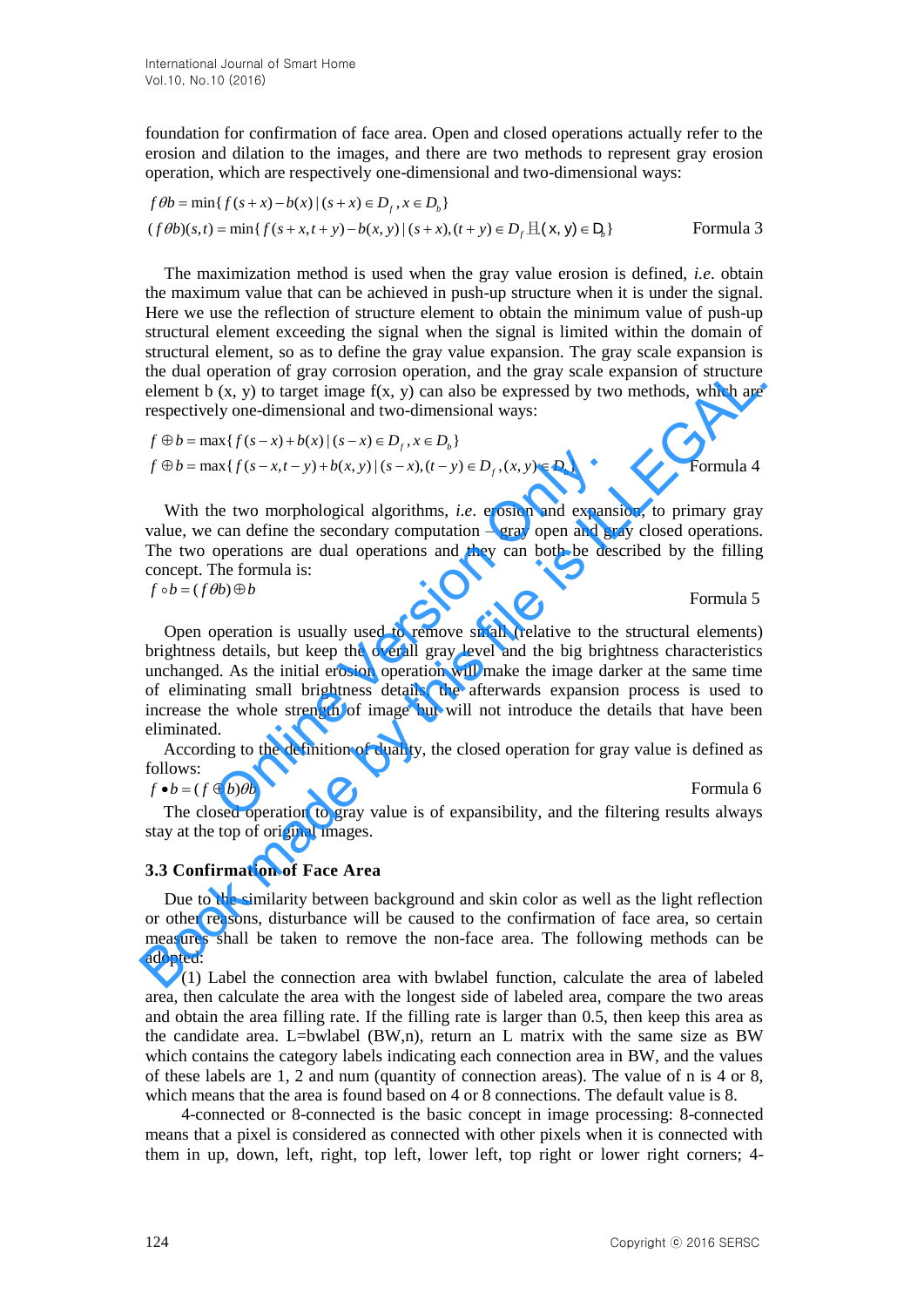foundation for confirmation of face area. Open and closed operations actually refer to the erosion and dilation to the images, and there are two methods to represent gray erosion operation, which are respectively one-dimensional and two-dimensional ways:

$$f\theta b = \min\{f(s+x) - b(x) \mid (s+x) \in D_f, x \in D_b\}$$
$$(f\theta b)(s,t) = \min\{f(s+x, t+y) - b(x,y) \mid (s+x), (t+y) \in D_f \text{且} (x,y) \in D_b\} \quad \text{Formula 3}$$

The maximization method is used when the gray value erosion is defined, *i.e.* obtain the maximum value that can be achieved in push-up structure when it is under the signal. Here we use the reflection of structure element to obtain the minimum value of push-up structural element exceeding the signal when the signal is limited within the domain of structural element, so as to define the gray value expansion. The gray scale expansion is the dual operation of gray corrosion operation, and the gray scale expansion of structure element b (x, y) to target image f(x, y) can also be expressed by two methods, which are respectively one-dimensional and two-dimensional ways:

$$f \oplus b = \max\{f(s-x) + b(x) \mid (s-x) \in D_f, x \in D_b\}$$
$$f \oplus b = \max\{f(s-x, t-y) + b(x,y) \mid (s-x), (t-y) \in D_f, (x,y) \in D_b\} \quad \text{Formula 4}$$

With the two morphological algorithms, *i.e.* erosion and expansion, to primary gray value, we can define the secondary computation – gray open and gray closed operations. The two operations are dual operations and they can both be described by the filling concept. The formula is:

$$f \circ b = (f\theta b) \oplus b \quad \text{Formula 5}$$

Open operation is usually used to remove small (relative to the structural elements) brightness details, but keep the overall gray level and the big brightness characteristics unchanged. As the initial erosion operation will make the image darker at the same time of eliminating small brightness details, the afterwards expansion process is used to increase the whole strength of image but will not introduce the details that have been eliminated.

According to the definition of duality, the closed operation for gray value is defined as follows:

$$f \bullet b = (f \oplus b)\theta b \quad \text{Formula 6}$$

The closed operation to gray value is of expansibility, and the filtering results always stay at the top of original images.

### 3.3 Confirmation of Face Area

Due to the similarity between background and skin color as well as the light reflection or other reasons, disturbance will be caused to the confirmation of face area, so certain measures shall be taken to remove the non-face area. The following methods can be adopted:

(1) Label the connection area with bwlabel function, calculate the area of labeled area, then calculate the area with the longest side of labeled area, compare the two areas and obtain the area filling rate. If the filling rate is larger than 0.5, then keep this area as the candidate area. L=bwlabel (BW,n), return an L matrix with the same size as BW which contains the category labels indicating each connection area in BW, and the values of these labels are 1, 2 and num (quantity of connection areas). The value of n is 4 or 8, which means that the area is found based on 4 or 8 connections. The default value is 8.

4-connected or 8-connected is the basic concept in image processing: 8-connected means that a pixel is considered as connected with other pixels when it is connected with them in up, down, left, right, top left, lower left, top right or lower right corners; 4-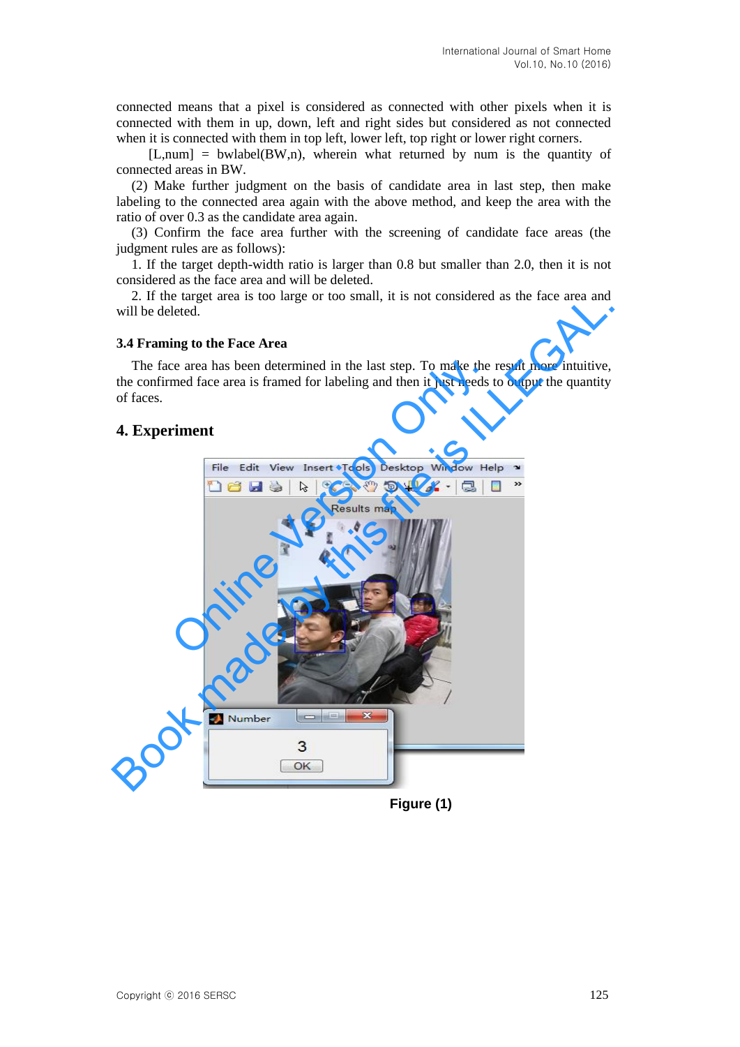connected means that a pixel is considered as connected with other pixels when it is connected with them in up, down, left and right sides but considered as not connected when it is connected with them in top left, lower left, top right or lower right corners.

[L,num] = bwlabel(BW,n), wherein what returned by num is the quantity of connected areas in BW.

(2) Make further judgment on the basis of candidate area in last step, then make labeling to the connected area again with the above method, and keep the area with the ratio of over 0.3 as the candidate area again.

(3) Confirm the face area further with the screening of candidate face areas (the judgment rules are as follows):

1. If the target depth-width ratio is larger than 0.8 but smaller than 2.0, then it is not considered as the face area and will be deleted.

2. If the target area is too large or too small, it is not considered as the face area and will be deleted.

### 3.4 Framing to the Face Area

The face area has been determined in the last step. To make the result more intuitive, the confirmed face area is framed for labeling and then it just needs to output the quantity of faces.

## 4. Experiment

Figure (1)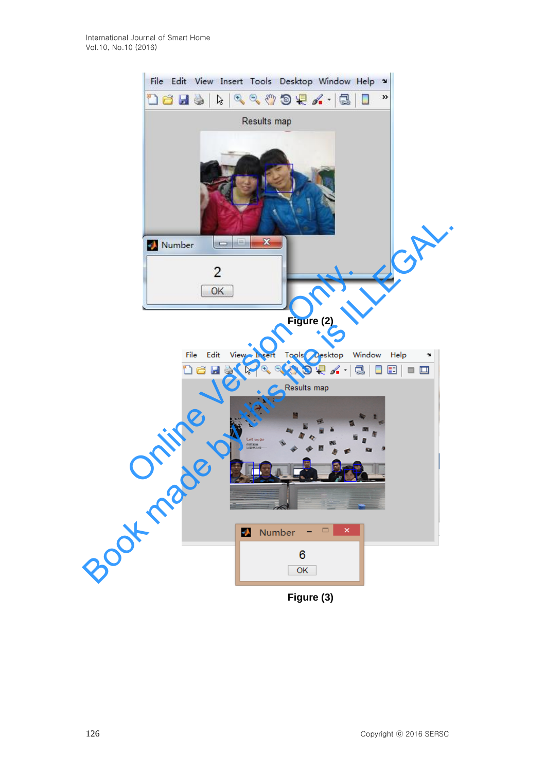Figure (2)

Figure (3)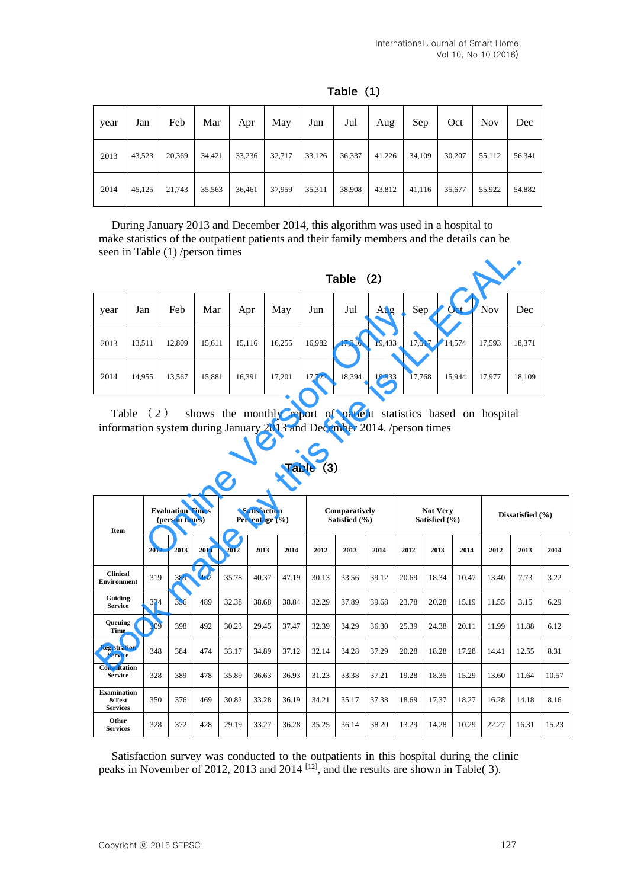**Table（1）**

| year | Jan | Feb | Mar | Apr | May | Jun | Jul | Aug | Sep | Oct | Nov | Dec |
|---|---|---|---|---|---|---|---|---|---|---|---|---|
| 2013 | 43,523 | 20,369 | 34,421 | 33,236 | 32,717 | 33,126 | 36,337 | 41,226 | 34,109 | 30,207 | 55,112 | 56,341 |
| 2014 | 45,125 | 21,743 | 35,563 | 36,461 | 37,959 | 35,311 | 38,908 | 43,812 | 41,116 | 35,677 | 55,922 | 54,882 |

During January 2013 and December 2014, this algorithm was used in a hospital to make statistics of the outpatient patients and their family members and the details can be seen in Table (1) /person times

**Table （2）**

| year | Jan | Feb | Mar | Apr | May | Jun | Jul | Aug | Sep | Oct | Nov | Dec |
|---|---|---|---|---|---|---|---|---|---|---|---|---|
| 2013 | 13,511 | 12,809 | 15,611 | 15,116 | 16,255 | 16,982 | 17,316 | 19,433 | 17,517 | 14,574 | 17,593 | 18,371 |
| 2014 | 14,955 | 13,567 | 15,881 | 16,391 | 17,201 | 17,722 | 18,394 | 19,333 | 17,768 | 15,944 | 17,977 | 18,109 |

Table （2） shows the monthly report of patient statistics based on hospital information system during January 2013 and December 2014. /person times

**Table （3）**

| Item | Evaluation Times (person times) | | | Satisfaction Percentage (%) | | | Comparatively Satisfied (%) | | | Not Very Satisfied (%) | | | Dissatisfied (%) | | |
|---|---|---|---|---|---|---|---|---|---|---|---|---|---|---|---|
| | 2012 | 2013 | 2014 | 2012 | 2013 | 2014 | 2012 | 2013 | 2014 | 2012 | 2013 | 2014 | 2012 | 2013 | 2014 |
| Clinical Environment | 319 | 389 | 462 | 35.78 | 40.37 | 47.19 | 30.13 | 33.56 | 39.12 | 20.69 | 18.34 | 10.47 | 13.40 | 7.73 | 3.22 |
| Guiding Service | 324 | 356 | 489 | 32.38 | 38.68 | 38.84 | 32.29 | 37.89 | 39.68 | 23.78 | 20.28 | 15.19 | 11.55 | 3.15 | 6.29 |
| Queuing Time | 309 | 398 | 492 | 30.23 | 29.45 | 37.47 | 32.39 | 34.29 | 36.30 | 25.39 | 24.38 | 20.11 | 11.99 | 11.88 | 6.12 |
| Registration Service | 348 | 384 | 474 | 33.17 | 34.89 | 37.12 | 32.14 | 34.28 | 37.29 | 20.28 | 18.28 | 17.28 | 14.41 | 12.55 | 8.31 |
| Consultation Service | 328 | 389 | 478 | 35.89 | 36.63 | 36.93 | 31.23 | 33.38 | 37.21 | 19.28 | 18.35 | 15.29 | 13.60 | 11.64 | 10.57 |
| Examination &Test Services | 350 | 376 | 469 | 30.82 | 33.28 | 36.19 | 34.21 | 35.17 | 37.38 | 18.69 | 17.37 | 18.27 | 16.28 | 14.18 | 8.16 |
| Other Services | 328 | 372 | 428 | 29.19 | 33.27 | 36.28 | 35.25 | 36.14 | 38.20 | 13.29 | 14.28 | 10.29 | 22.27 | 16.31 | 15.23 |

Satisfaction survey was conducted to the outpatients in this hospital during the clinic peaks in November of 2012, 2013 and 2014 [12], and the results are shown in Table( 3).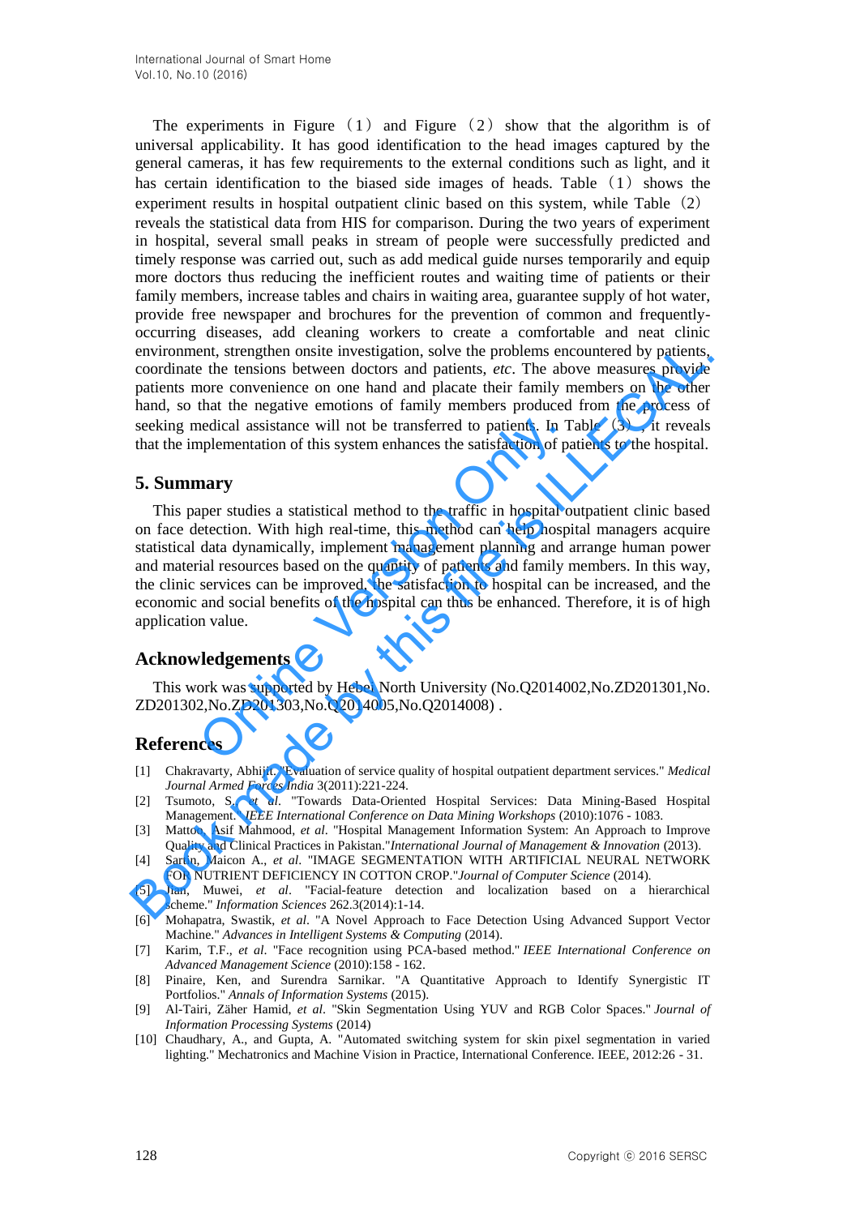The experiments in Figure（1）and Figure（2）show that the algorithm is of universal applicability. It has good identification to the head images captured by the general cameras, it has few requirements to the external conditions such as light, and it has certain identification to the biased side images of heads. Table（1）shows the experiment results in hospital outpatient clinic based on this system, while Table（2）reveals the statistical data from HIS for comparison. During the two years of experiment in hospital, several small peaks in stream of people were successfully predicted and timely response was carried out, such as add medical guide nurses temporarily and equip more doctors thus reducing the inefficient routes and waiting time of patients or their family members, increase tables and chairs in waiting area, guarantee supply of hot water, provide free newspaper and brochures for the prevention of common and frequently-occurring diseases, add cleaning workers to create a comfortable and neat clinic environment, strengthen onsite investigation, solve the problems encountered by patients, coordinate the tensions between doctors and patients, *etc*. The above measures provide patients more convenience on one hand and placate their family members on the other hand, so that the negative emotions of family members produced from the process of seeking medical assistance will not be transferred to patients. In Table（3）, it reveals that the implementation of this system enhances the satisfaction of patients to the hospital.

## 5. Summary

This paper studies a statistical method to the traffic in hospital outpatient clinic based on face detection. With high real-time, this method can help hospital managers acquire statistical data dynamically, implement management planning and arrange human power and material resources based on the quantity of patients and family members. In this way, the clinic services can be improved, the satisfaction to hospital can be increased, and the economic and social benefits of the hospital can thus be enhanced. Therefore, it is of high application value.

## Acknowledgements

This work was supported by Hebei North University (No.Q2014002,No.ZD201301,No.ZD201302,No.ZD201303,No.Q2014005,No.Q2014008) .

## References

[1] Chakravarty, Abhijit. "Evaluation of service quality of hospital outpatient department services." *Medical Journal Armed Forces India* 3(2011):221-224.

[2] Tsumoto, S., *et al*. "Towards Data-Oriented Hospital Services: Data Mining-Based Hospital Management." *IEEE International Conference on Data Mining Workshops* (2010):1076 - 1083.

[3] Mattoo, Asif Mahmood, *et al*. "Hospital Management Information System: An Approach to Improve Quality and Clinical Practices in Pakistan."*International Journal of Management & Innovation* (2013).

[4] Sartin, Maicon A., *et al*. "IMAGE SEGMENTATION WITH ARTIFICIAL NEURAL NETWORK FOR NUTRIENT DEFICIENCY IN COTTON CROP."*Journal of Computer Science* (2014).

[5] Jian, Muwei, *et al*. "Facial-feature detection and localization based on a hierarchical scheme." *Information Sciences* 262.3(2014):1-14.

[6] Mohapatra, Swastik, *et al*. "A Novel Approach to Face Detection Using Advanced Support Vector Machine." *Advances in Intelligent Systems & Computing* (2014).

[7] Karim, T.F., *et al*. "Face recognition using PCA-based method." *IEEE International Conference on Advanced Management Science* (2010):158 - 162.

[8] Pinaire, Ken, and Surendra Sarnikar. "A Quantitative Approach to Identify Synergistic IT Portfolios." *Annals of Information Systems* (2015).

[9] Al-Tairi, Zäher Hamid, *et al*. "Skin Segmentation Using YUV and RGB Color Spaces." *Journal of Information Processing Systems* (2014)

[10] Chaudhary, A., and Gupta, A. "Automated switching system for skin pixel segmentation in varied lighting." Mechatronics and Machine Vision in Practice, International Conference. IEEE, 2012:26 - 31.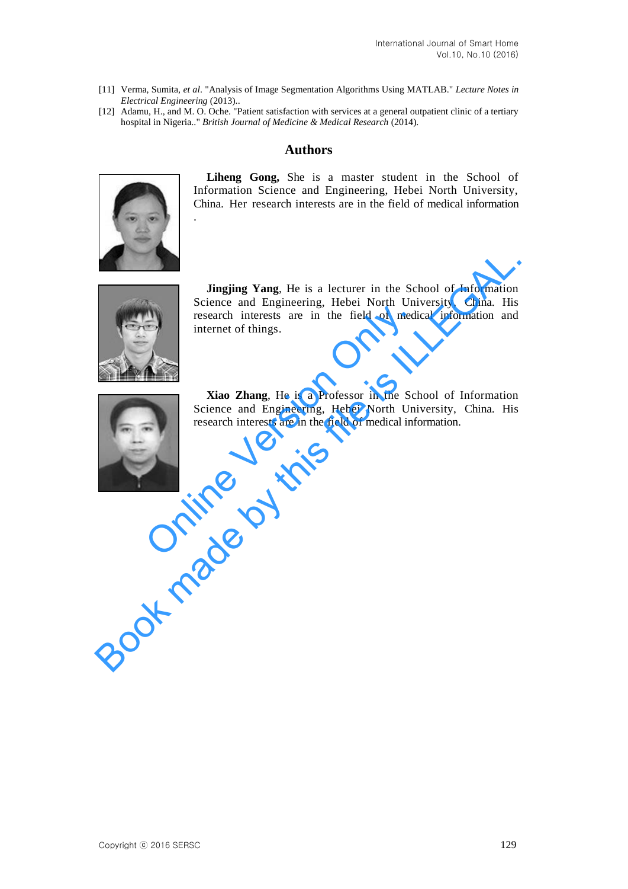[11] Verma, Sumita, *et al*. "Analysis of Image Segmentation Algorithms Using MATLAB." *Lecture Notes in Electrical Engineering* (2013)..

[12] Adamu, H., and M. O. Oche. "Patient satisfaction with services at a general outpatient clinic of a tertiary hospital in Nigeria.." *British Journal of Medicine & Medical Research* (2014).

## Authors

**Liheng Gong,** She is a master student in the School of Information Science and Engineering, Hebei North University, China. Her research interests are in the field of medical information .

**Jingjing Yang**, He is a lecturer in the School of Information Science and Engineering, Hebei North University, China. His research interests are in the field of medical information and internet of things.

**Xiao Zhang**, He is a Professor in the School of Information Science and Engineering, Hebei North University, China. His research interests are in the field of medical information.